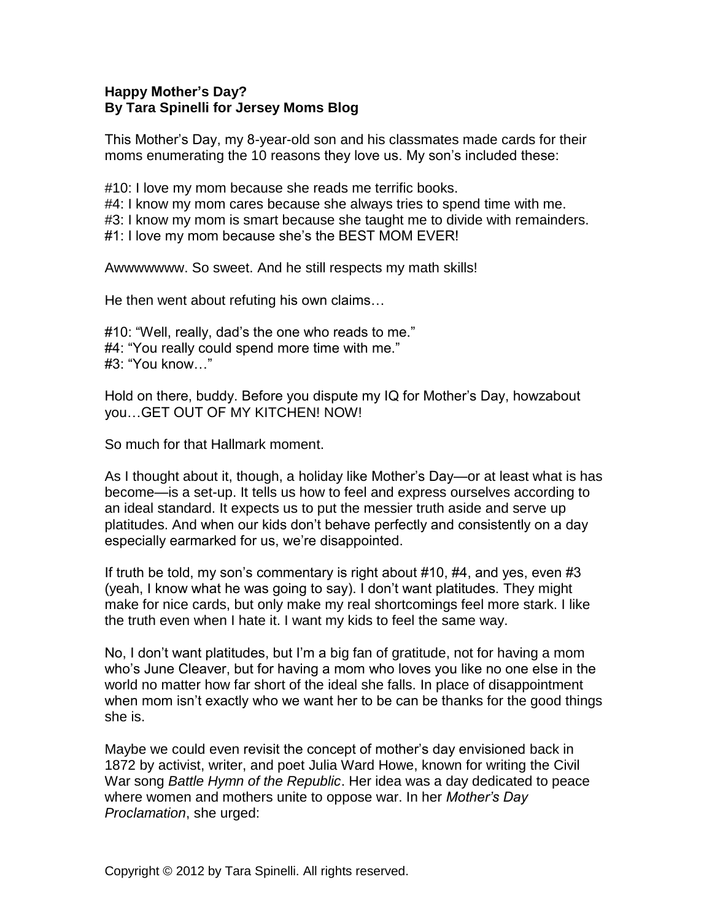**Happy Mother's Day?**
**By Tara Spinelli for Jersey Moms Blog**

This Mother's Day, my 8-year-old son and his classmates made cards for their moms enumerating the 10 reasons they love us. My son's included these:

#10: I love my mom because she reads me terrific books.
#4: I know my mom cares because she always tries to spend time with me.
#3: I know my mom is smart because she taught me to divide with remainders.
#1: I love my mom because she's the BEST MOM EVER!

Awwwwwww. So sweet. And he still respects my math skills!

He then went about refuting his own claims…

#10: "Well, really, dad's the one who reads to me."
#4: "You really could spend more time with me."
#3: "You know…"

Hold on there, buddy. Before you dispute my IQ for Mother's Day, howzabout you…GET OUT OF MY KITCHEN! NOW!

So much for that Hallmark moment.

As I thought about it, though, a holiday like Mother's Day—or at least what is has become—is a set-up. It tells us how to feel and express ourselves according to an ideal standard. It expects us to put the messier truth aside and serve up platitudes. And when our kids don't behave perfectly and consistently on a day especially earmarked for us, we're disappointed.

If truth be told, my son's commentary is right about #10, #4, and yes, even #3 (yeah, I know what he was going to say). I don't want platitudes. They might make for nice cards, but only make my real shortcomings feel more stark. I like the truth even when I hate it. I want my kids to feel the same way.

No, I don't want platitudes, but I'm a big fan of gratitude, not for having a mom who's June Cleaver, but for having a mom who loves you like no one else in the world no matter how far short of the ideal she falls. In place of disappointment when mom isn't exactly who we want her to be can be thanks for the good things she is.

Maybe we could even revisit the concept of mother's day envisioned back in 1872 by activist, writer, and poet Julia Ward Howe, known for writing the Civil War song *Battle Hymn of the Republic*. Her idea was a day dedicated to peace where women and mothers unite to oppose war. In her *Mother's Day Proclamation*, she urged:

Copyright © 2012 by Tara Spinelli. All rights reserved.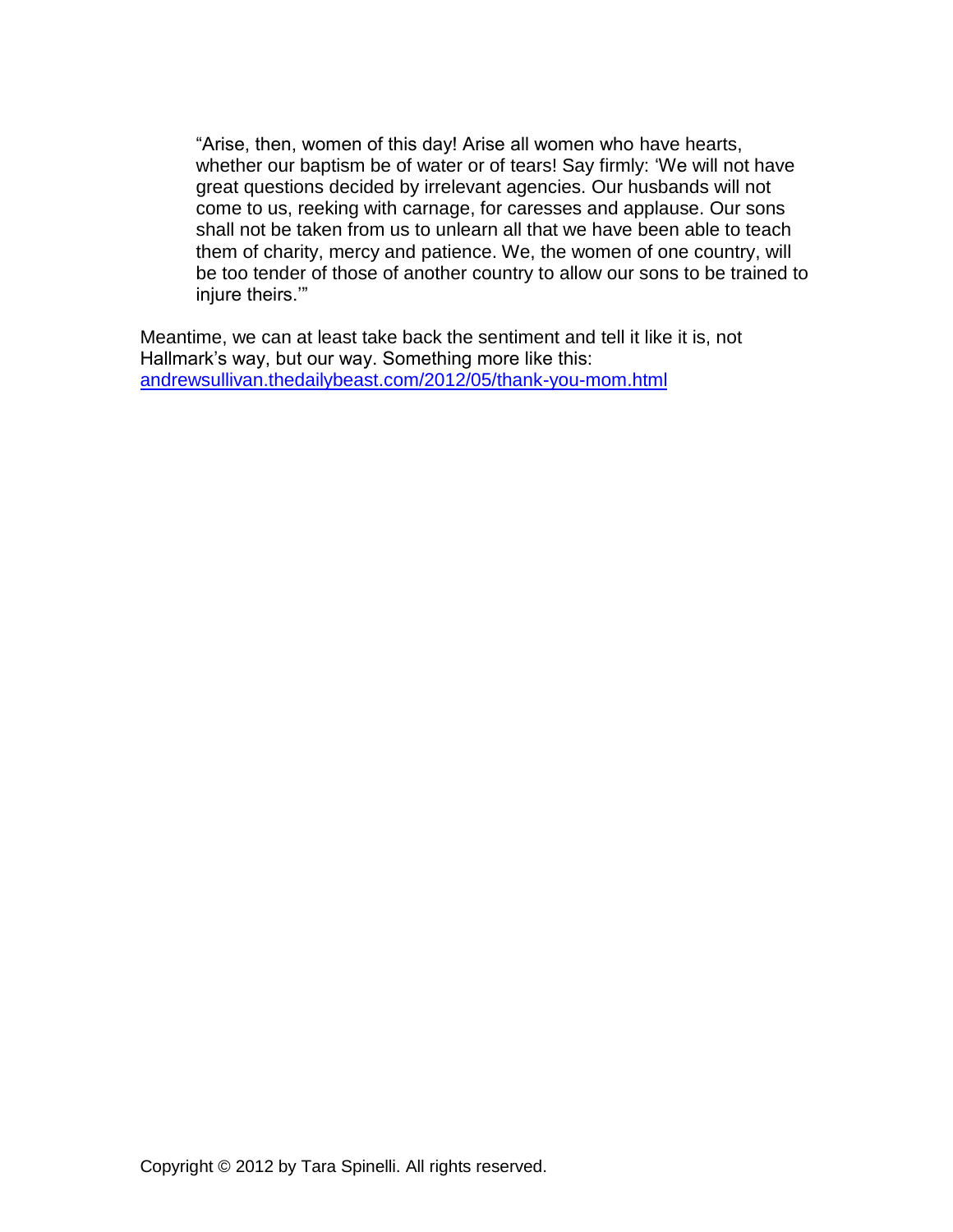> “Arise, then, women of this day! Arise all women who have hearts, whether our baptism be of water or of tears! Say firmly: ‘We will not have great questions decided by irrelevant agencies. Our husbands will not come to us, reeking with carnage, for caresses and applause. Our sons shall not be taken from us to unlearn all that we have been able to teach them of charity, mercy and patience. We, the women of one country, will be too tender of those of another country to allow our sons to be trained to injure theirs.’”

Meantime, we can at least take back the sentiment and tell it like it is, not Hallmark’s way, but our way. Something more like this: [andrewsullivan.thedailybeast.com/2012/05/thank-you-mom.html](andrewsullivan.thedailybeast.com/2012/05/thank-you-mom.html)

Copyright © 2012 by Tara Spinelli. All rights reserved.